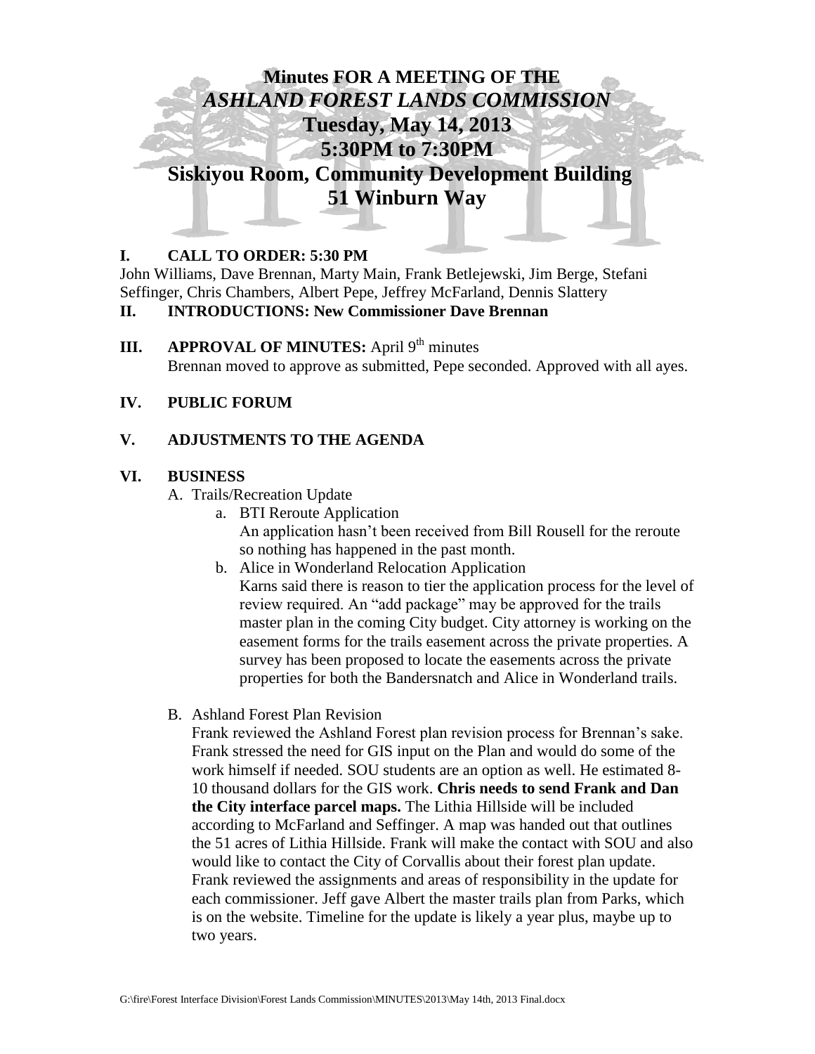# Minutes FOR A MEETING OF THE *ASHLAND FOREST LANDS COMMISSION*
# Tuesday, May 14, 2013
# 5:30PM to 7:30PM
# Siskiyou Room, Community Development Building
# 51 Winburn Way

## I. CALL TO ORDER: 5:30 PM

John Williams, Dave Brennan, Marty Main, Frank Betlejewski, Jim Berge, Stefani Seffinger, Chris Chambers, Albert Pepe, Jeffrey McFarland, Dennis Slattery

## II. INTRODUCTIONS: New Commissioner Dave Brennan

## III. APPROVAL OF MINUTES: April 9th minutes

Brennan moved to approve as submitted, Pepe seconded. Approved with all ayes.

## IV. PUBLIC FORUM

## V. ADJUSTMENTS TO THE AGENDA

## VI. BUSINESS

A. Trails/Recreation Update

a. BTI Reroute Application
An application hasn't been received from Bill Rousell for the reroute so nothing has happened in the past month.

b. Alice in Wonderland Relocation Application
Karns said there is reason to tier the application process for the level of review required. An "add package" may be approved for the trails master plan in the coming City budget. City attorney is working on the easement forms for the trails easement across the private properties. A survey has been proposed to locate the easements across the private properties for both the Bandersnatch and Alice in Wonderland trails.

B. Ashland Forest Plan Revision

Frank reviewed the Ashland Forest plan revision process for Brennan's sake. Frank stressed the need for GIS input on the Plan and would do some of the work himself if needed. SOU students are an option as well. He estimated 8-10 thousand dollars for the GIS work. **Chris needs to send Frank and Dan the City interface parcel maps.** The Lithia Hillside will be included according to McFarland and Seffinger. A map was handed out that outlines the 51 acres of Lithia Hillside. Frank will make the contact with SOU and also would like to contact the City of Corvallis about their forest plan update. Frank reviewed the assignments and areas of responsibility in the update for each commissioner. Jeff gave Albert the master trails plan from Parks, which is on the website. Timeline for the update is likely a year plus, maybe up to two years.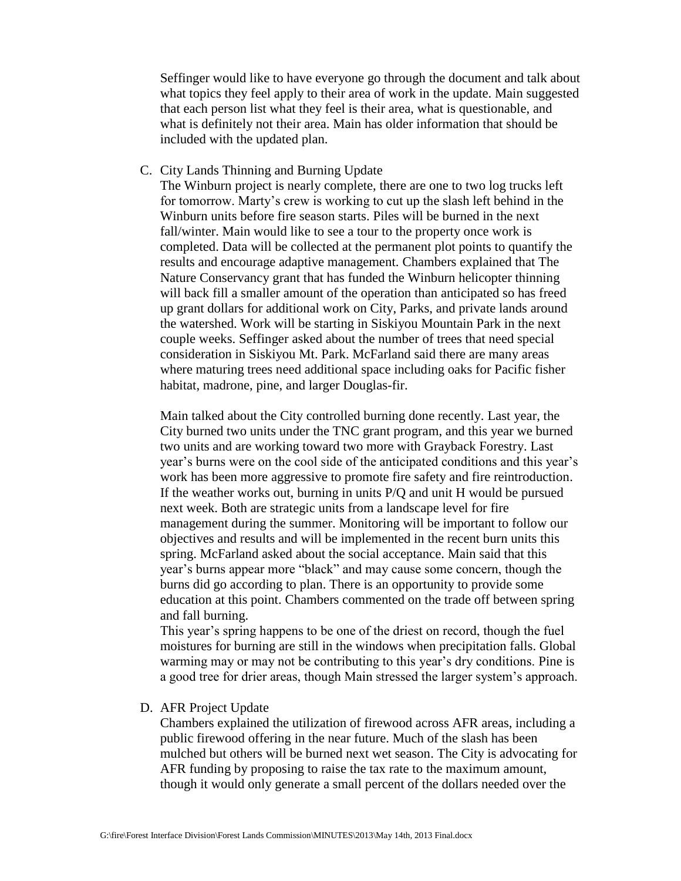Seffinger would like to have everyone go through the document and talk about what topics they feel apply to their area of work in the update. Main suggested that each person list what they feel is their area, what is questionable, and what is definitely not their area. Main has older information that should be included with the updated plan.

C. City Lands Thinning and Burning Update

The Winburn project is nearly complete, there are one to two log trucks left for tomorrow. Marty's crew is working to cut up the slash left behind in the Winburn units before fire season starts. Piles will be burned in the next fall/winter. Main would like to see a tour to the property once work is completed. Data will be collected at the permanent plot points to quantify the results and encourage adaptive management. Chambers explained that The Nature Conservancy grant that has funded the Winburn helicopter thinning will back fill a smaller amount of the operation than anticipated so has freed up grant dollars for additional work on City, Parks, and private lands around the watershed. Work will be starting in Siskiyou Mountain Park in the next couple weeks. Seffinger asked about the number of trees that need special consideration in Siskiyou Mt. Park. McFarland said there are many areas where maturing trees need additional space including oaks for Pacific fisher habitat, madrone, pine, and larger Douglas-fir.

Main talked about the City controlled burning done recently. Last year, the City burned two units under the TNC grant program, and this year we burned two units and are working toward two more with Grayback Forestry. Last year's burns were on the cool side of the anticipated conditions and this year's work has been more aggressive to promote fire safety and fire reintroduction. If the weather works out, burning in units P/Q and unit H would be pursued next week. Both are strategic units from a landscape level for fire management during the summer. Monitoring will be important to follow our objectives and results and will be implemented in the recent burn units this spring. McFarland asked about the social acceptance. Main said that this year's burns appear more "black" and may cause some concern, though the burns did go according to plan. There is an opportunity to provide some education at this point. Chambers commented on the trade off between spring and fall burning.

This year's spring happens to be one of the driest on record, though the fuel moistures for burning are still in the windows when precipitation falls. Global warming may or may not be contributing to this year's dry conditions. Pine is a good tree for drier areas, though Main stressed the larger system's approach.

D. AFR Project Update

Chambers explained the utilization of firewood across AFR areas, including a public firewood offering in the near future. Much of the slash has been mulched but others will be burned next wet season. The City is advocating for AFR funding by proposing to raise the tax rate to the maximum amount, though it would only generate a small percent of the dollars needed over the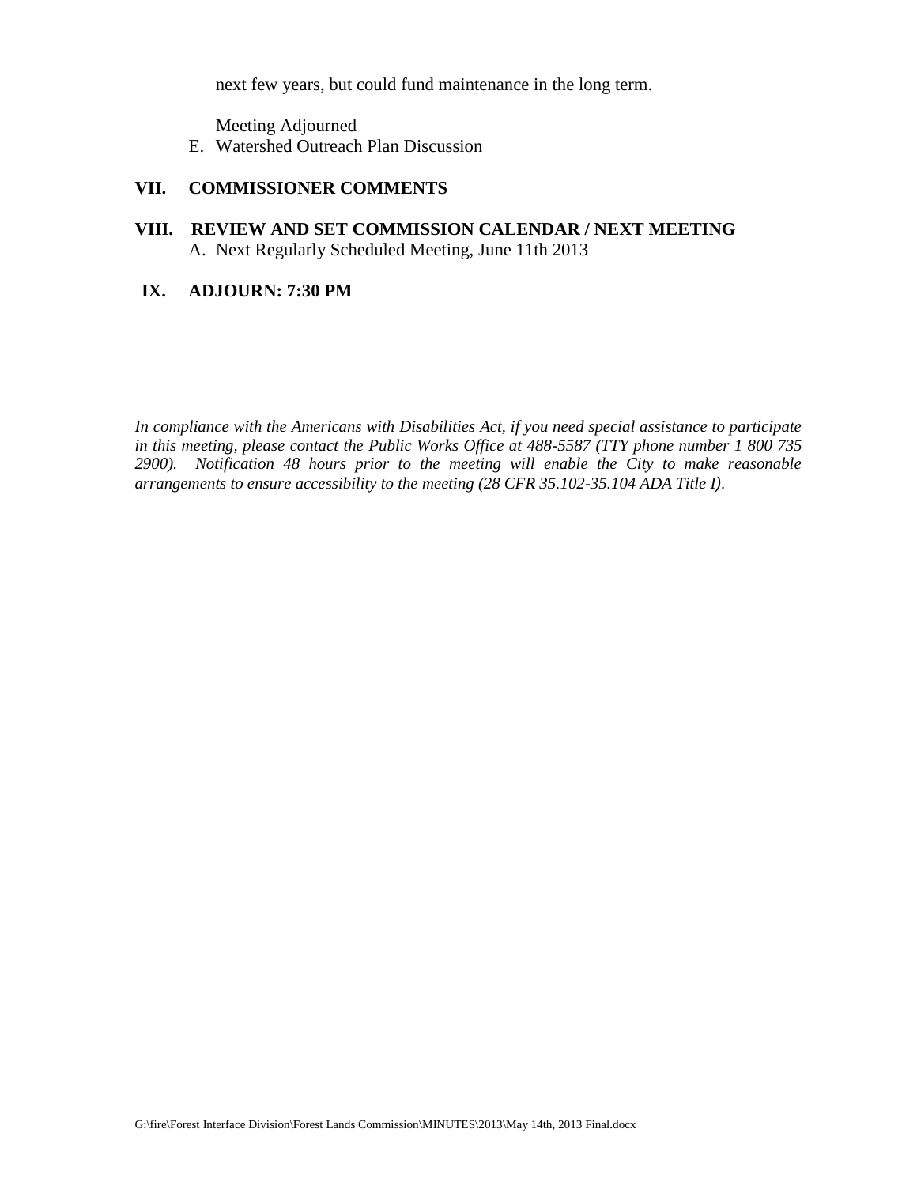next few years, but could fund maintenance in the long term.

Meeting Adjourned

E. Watershed Outreach Plan Discussion

## VII. COMMISSIONER COMMENTS

## VIII. REVIEW AND SET COMMISSION CALENDAR / NEXT MEETING

A. Next Regularly Scheduled Meeting, June 11th 2013

## IX. ADJOURN: 7:30 PM

*In compliance with the Americans with Disabilities Act, if you need special assistance to participate in this meeting, please contact the Public Works Office at 488-5587 (TTY phone number 1 800 735 2900). Notification 48 hours prior to the meeting will enable the City to make reasonable arrangements to ensure accessibility to the meeting (28 CFR 35.102-35.104 ADA Title I).*

G:\fire\Forest Interface Division\Forest Lands Commission\MINUTES\2013\May 14th, 2013 Final.docx